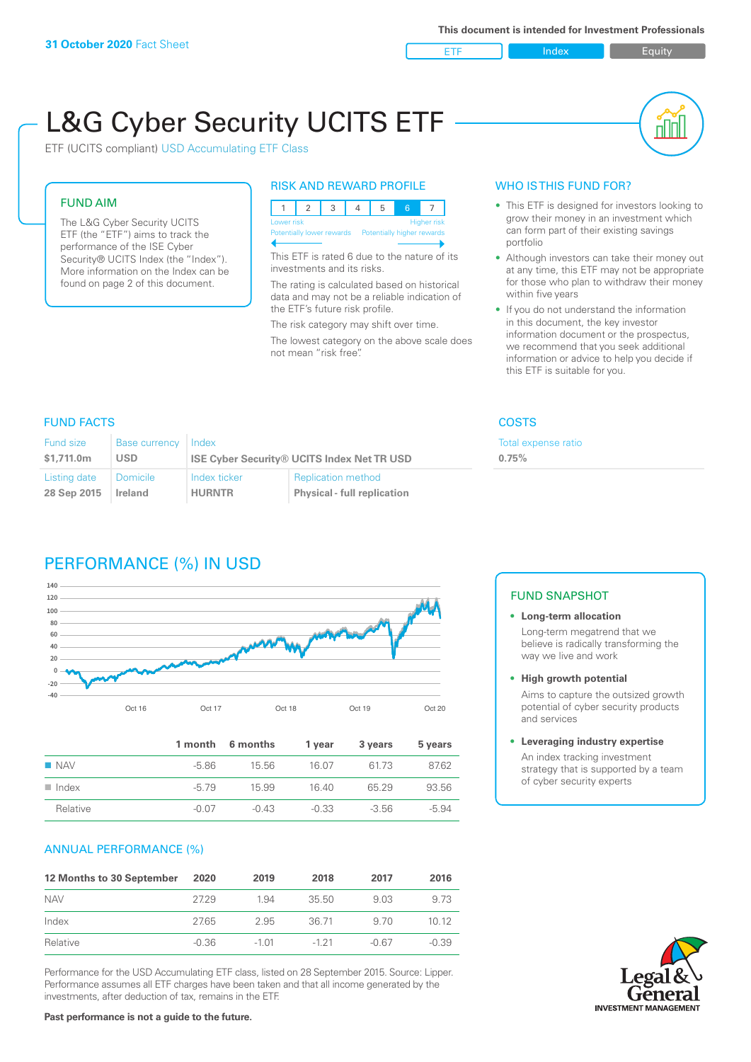**31 October 2020** Fact Sheet

**This document is intended for Investment Professionals**

ETF | Index | Equity

# L&G Cyber Security UCITS ETF

ETF (UCITS compliant) USD Accumulating ETF Class

## FUND AIM

The L&G Cyber Security UCITS ETF (the "ETF") aims to track the performance of the ISE Cyber Security® UCITS Index (the "Index"). More information on the Index can be found on page 2 of this document.

## RISK AND REWARD PROFILE

| 1 | 2 | 3 | 4 | 5 | 6 | 7 |
|---|---|---|---|---|---|---|

Lower risk — Higher risk
Potentially lower rewards — Potentially higher rewards

This ETF is rated 6 due to the nature of its investments and its risks.

The rating is calculated based on historical data and may not be a reliable indication of the ETF's future risk profile.

The risk category may shift over time.

The lowest category on the above scale does not mean "risk free".

## WHO IS THIS FUND FOR?

- This ETF is designed for investors looking to grow their money in an investment which can form part of their existing savings portfolio
- Although investors can take their money out at any time, this ETF may not be appropriate for those who plan to withdraw their money within five years
- If you do not understand the information in this document, the key investor information document or the prospectus, we recommend that you seek additional information or advice to help you decide if this ETF is suitable for you.

## FUND FACTS

| Fund size | Base currency | Index | |
|---|---|---|---|
| $1,711.0m | USD | ISE Cyber Security® UCITS Index Net TR USD | |
| **Listing date** | **Domicile** | **Index ticker** | **Replication method** |
| 28 Sep 2015 | Ireland | HURNTR | Physical - full replication |

## COSTS

Total expense ratio
**0.75%**

## PERFORMANCE (%) IN USD

| | 1 month | 6 months | 1 year | 3 years | 5 years |
|---|---|---|---|---|---|
| NAV | -5.86 | 15.56 | 16.07 | 61.73 | 87.62 |
| Index | -5.79 | 15.99 | 16.40 | 65.29 | 93.56 |
| Relative | -0.07 | -0.43 | -0.33 | -3.56 | -5.94 |

## FUND SNAPSHOT

- **Long-term allocation**
  Long-term megatrend that we believe is radically transforming the way we live and work
- **High growth potential**
  Aims to capture the outsized growth potential of cyber security products and services
- **Leveraging industry expertise**
  An index tracking investment strategy that is supported by a team of cyber security experts

## ANNUAL PERFORMANCE (%)

| 12 Months to 30 September | 2020 | 2019 | 2018 | 2017 | 2016 |
|---|---|---|---|---|---|
| NAV | 27.29 | 1.94 | 35.50 | 9.03 | 9.73 |
| Index | 27.65 | 2.95 | 36.71 | 9.70 | 10.12 |
| Relative | -0.36 | -1.01 | -1.21 | -0.67 | -0.39 |

Performance for the USD Accumulating ETF class, listed on 28 September 2015. Source: Lipper. Performance assumes all ETF charges have been taken and that all income generated by the investments, after deduction of tax, remains in the ETF.

**Past performance is not a guide to the future.**

Legal & General INVESTMENT MANAGEMENT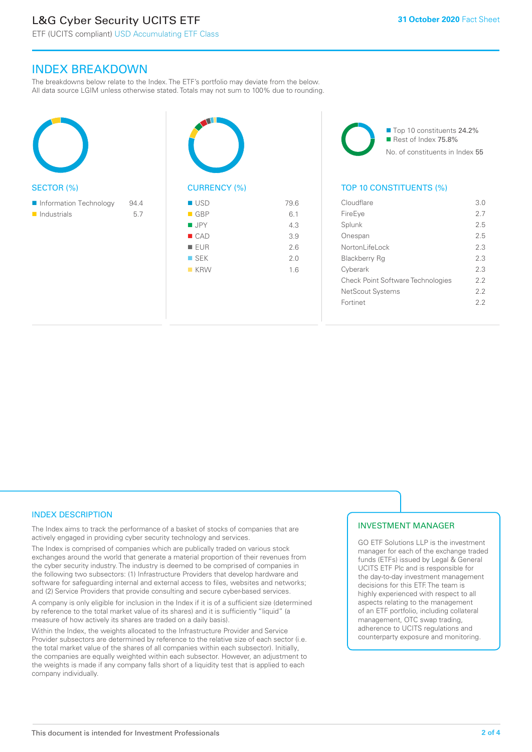# INDEX BREAKDOWN

The breakdowns below relate to the Index. The ETF's portfolio may deviate from the below. All data source LGIM unless otherwise stated. Totals may not sum to 100% due to rounding.

## SECTOR (%)

| Sector | % |
|---|---|
| Information Technology | 94.4 |
| Industrials | 5.7 |

## CURRENCY (%)

| Currency | % |
|---|---|
| USD | 79.6 |
| GBP | 6.1 |
| JPY | 4.3 |
| CAD | 3.9 |
| EUR | 2.6 |
| SEK | 2.0 |
| KRW | 1.6 |

- Top 10 constituents 24.2%
- Rest of Index 75.8%

No. of constituents in Index 55

## TOP 10 CONSTITUENTS (%)

| Constituent | % |
|---|---|
| Cloudflare | 3.0 |
| FireEye | 2.7 |
| Splunk | 2.5 |
| Onespan | 2.5 |
| NortonLifeLock | 2.3 |
| Blackberry Rg | 2.3 |
| Cyberark | 2.3 |
| Check Point Software Technologies | 2.2 |
| NetScout Systems | 2.2 |
| Fortinet | 2.2 |

## INDEX DESCRIPTION

The Index aims to track the performance of a basket of stocks of companies that are actively engaged in providing cyber security technology and services.

The Index is comprised of companies which are publically traded on various stock exchanges around the world that generate a material proportion of their revenues from the cyber security industry. The industry is deemed to be comprised of companies in the following two subsectors: (1) Infrastructure Providers that develop hardware and software for safeguarding internal and external access to files, websites and networks; and (2) Service Providers that provide consulting and secure cyber-based services.

A company is only eligible for inclusion in the Index if it is of a sufficient size (determined by reference to the total market value of its shares) and it is sufficiently "liquid" (a measure of how actively its shares are traded on a daily basis).

Within the Index, the weights allocated to the Infrastructure Provider and Service Provider subsectors are determined by reference to the relative size of each sector (i.e. the total market value of the shares of all companies within each subsector). Initially, the companies are equally weighted within each subsector. However, an adjustment to the weights is made if any company falls short of a liquidity test that is applied to each company individually.

## INVESTMENT MANAGER

GO ETF Solutions LLP is the investment manager for each of the exchange traded funds (ETFs) issued by Legal & General UCITS ETF Plc and is responsible for the day-to-day investment management decisions for this ETF. The team is highly experienced with respect to all aspects relating to the management of an ETF portfolio, including collateral management, OTC swap trading, adherence to UCITS regulations and counterparty exposure and monitoring.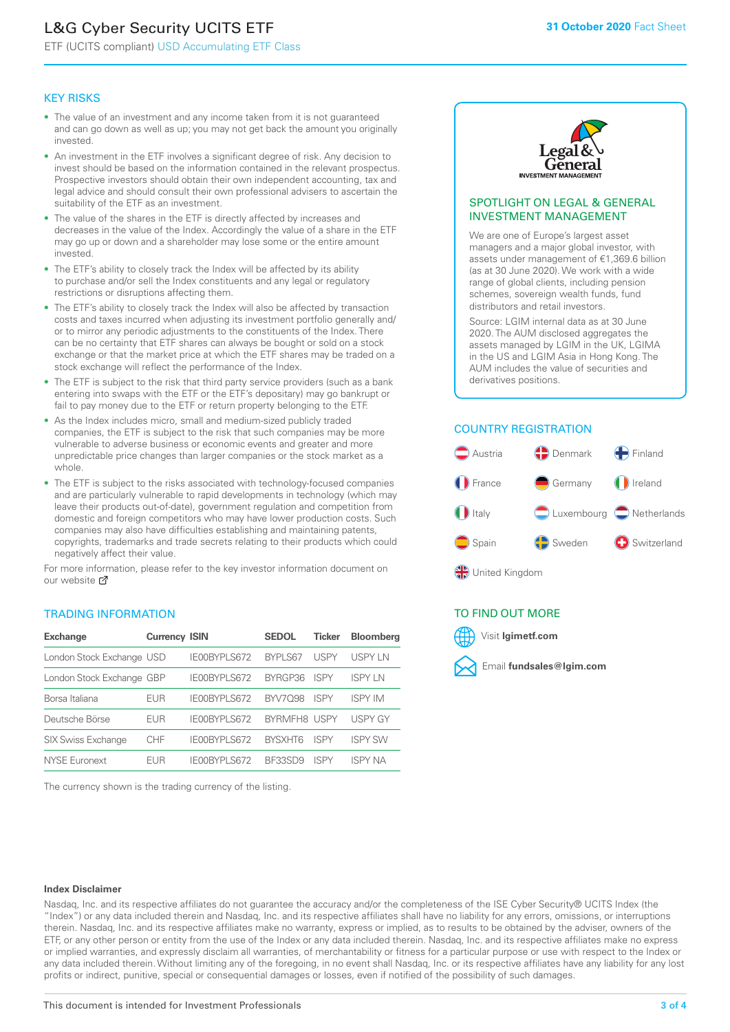# L&G Cyber Security UCITS ETF

ETF (UCITS compliant) USD Accumulating ETF Class

**31 October 2020** Fact Sheet

## KEY RISKS

- The value of an investment and any income taken from it is not guaranteed and can go down as well as up; you may not get back the amount you originally invested.
- An investment in the ETF involves a significant degree of risk. Any decision to invest should be based on the information contained in the relevant prospectus. Prospective investors should obtain their own independent accounting, tax and legal advice and should consult their own professional advisers to ascertain the suitability of the ETF as an investment.
- The value of the shares in the ETF is directly affected by increases and decreases in the value of the Index. Accordingly the value of a share in the ETF may go up or down and a shareholder may lose some or the entire amount invested.
- The ETF's ability to closely track the Index will be affected by its ability to purchase and/or sell the Index constituents and any legal or regulatory restrictions or disruptions affecting them.
- The ETF's ability to closely track the Index will also be affected by transaction costs and taxes incurred when adjusting its investment portfolio generally and/or to mirror any periodic adjustments to the constituents of the Index. There can be no certainty that ETF shares can always be bought or sold on a stock exchange or that the market price at which the ETF shares may be traded on a stock exchange will reflect the performance of the Index.
- The ETF is subject to the risk that third party service providers (such as a bank entering into swaps with the ETF or the ETF's depositary) may go bankrupt or fail to pay money due to the ETF or return property belonging to the ETF.
- As the Index includes micro, small and medium-sized publicly traded companies, the ETF is subject to the risk that such companies may be more vulnerable to adverse business or economic events and greater and more unpredictable price changes than larger companies or the stock market as a whole.
- The ETF is subject to the risks associated with technology-focused companies and are particularly vulnerable to rapid developments in technology (which may leave their products out-of-date), government regulation and competition from domestic and foreign competitors who may have lower production costs. Such companies may also have difficulties establishing and maintaining patents, copyrights, trademarks and trade secrets relating to their products which could negatively affect their value.

For more information, please refer to the key investor information document on our website

## TRADING INFORMATION

| Exchange | Currency | ISIN | SEDOL | Ticker | Bloomberg |
|---|---|---|---|---|---|
| London Stock Exchange | USD | IE00BYPLS672 | BYPLS67 | USPY | USPY LN |
| London Stock Exchange | GBP | IE00BYPLS672 | BYRGP36 | ISPY | ISPY LN |
| Borsa Italiana | EUR | IE00BYPLS672 | BYV7Q98 | ISPY | ISPY IM |
| Deutsche Börse | EUR | IE00BYPLS672 | BYRMFH8 | USPY | USPY GY |
| SIX Swiss Exchange | CHF | IE00BYPLS672 | BYSXHT6 | ISPY | ISPY SW |
| NYSE Euronext | EUR | IE00BYPLS672 | BF33SD9 | ISPY | ISPY NA |

The currency shown is the trading currency of the listing.

## SPOTLIGHT ON LEGAL & GENERAL INVESTMENT MANAGEMENT

We are one of Europe's largest asset managers and a major global investor, with assets under management of €1,369.6 billion (as at 30 June 2020). We work with a wide range of global clients, including pension schemes, sovereign wealth funds, fund distributors and retail investors.

Source: LGIM internal data as at 30 June 2020. The AUM disclosed aggregates the assets managed by LGIM in the UK, LGIMA in the US and LGIM Asia in Hong Kong. The AUM includes the value of securities and derivatives positions.

## COUNTRY REGISTRATION

Austria, Denmark, Finland, France, Germany, Ireland, Italy, Luxembourg, Netherlands, Spain, Sweden, Switzerland, United Kingdom

## TO FIND OUT MORE

Visit **lgimetf.com**

Email **fundsales@lgim.com**

**Index Disclaimer**

Nasdaq, Inc. and its respective affiliates do not guarantee the accuracy and/or the completeness of the ISE Cyber Security® UCITS Index (the "Index") or any data included therein and Nasdaq, Inc. and its respective affiliates shall have no liability for any errors, omissions, or interruptions therein. Nasdaq, Inc. and its respective affiliates make no warranty, express or implied, as to results to be obtained by the adviser, owners of the ETF, or any other person or entity from the use of the Index or any data included therein. Nasdaq, Inc. and its respective affiliates make no express or implied warranties, and expressly disclaim all warranties, of merchantability or fitness for a particular purpose or use with respect to the Index or any data included therein. Without limiting any of the foregoing, in no event shall Nasdaq, Inc. or its respective affiliates have any liability for any lost profits or indirect, punitive, special or consequential damages or losses, even if notified of the possibility of such damages.

This document is intended for Investment Professionals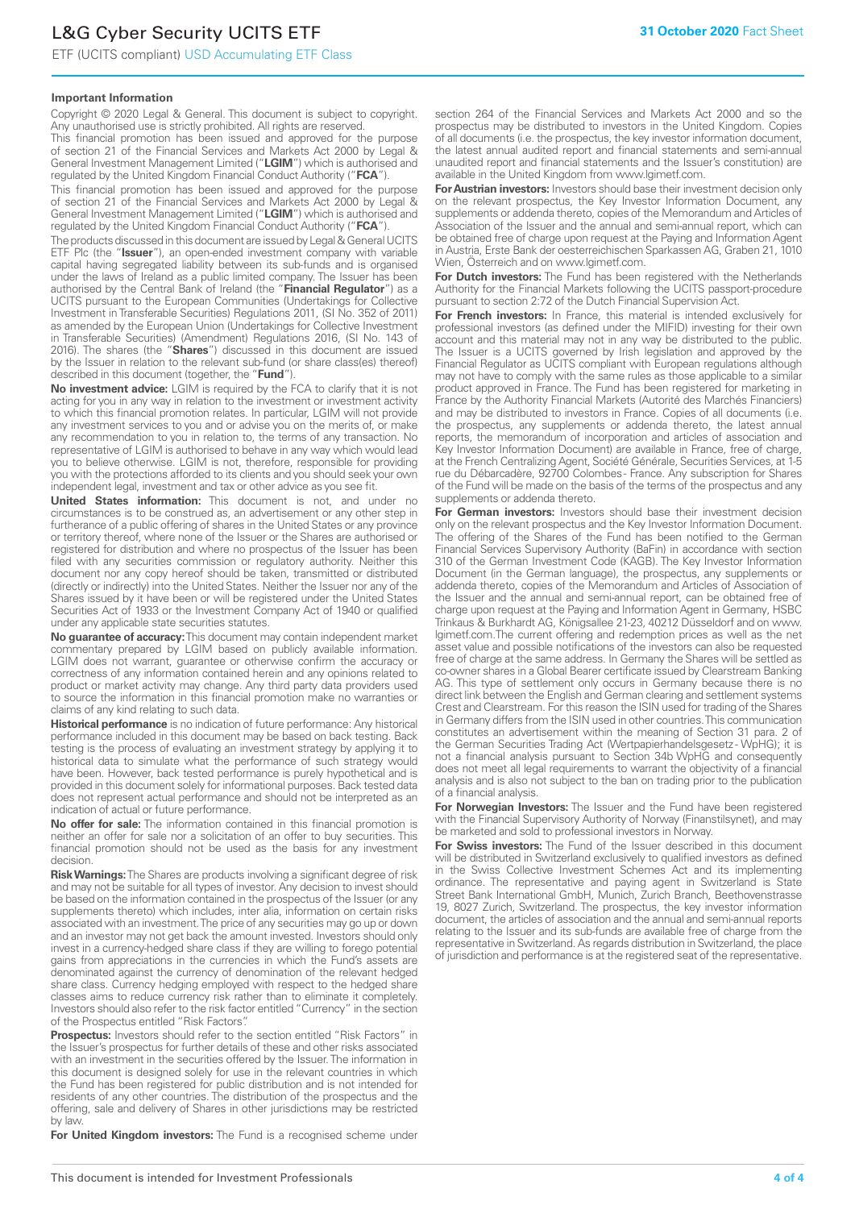### Important Information

Copyright © 2020 Legal & General. This document is subject to copyright. Any unauthorised use is strictly prohibited. All rights are reserved.

This financial promotion has been issued and approved for the purpose of section 21 of the Financial Services and Markets Act 2000 by Legal & General Investment Management Limited ("**LGIM**") which is authorised and regulated by the United Kingdom Financial Conduct Authority ("**FCA**").

This financial promotion has been issued and approved for the purpose of section 21 of the Financial Services and Markets Act 2000 by Legal & General Investment Management Limited ("**LGIM**") which is authorised and regulated by the United Kingdom Financial Conduct Authority ("**FCA**").

The products discussed in this document are issued by Legal & General UCITS ETF Plc (the "**Issuer**"), an open-ended investment company with variable capital having segregated liability between its sub-funds and is organised under the laws of Ireland as a public limited company. The Issuer has been authorised by the Central Bank of Ireland (the "**Financial Regulator**") as a UCITS pursuant to the European Communities (Undertakings for Collective Investment in Transferable Securities) Regulations 2011, (SI No. 352 of 2011) as amended by the European Union (Undertakings for Collective Investment in Transferable Securities) (Amendment) Regulations 2016, (SI No. 143 of 2016). The shares (the "**Shares**") discussed in this document are issued by the Issuer in relation to the relevant sub-fund (or share class(es) thereof) described in this document (together, the "**Fund**").

**No investment advice:** LGIM is required by the FCA to clarify that it is not acting for you in any way in relation to the investment or investment activity to which this financial promotion relates. In particular, LGIM will not provide any investment services to you and or advise you on the merits of, or make any recommendation to you in relation to, the terms of any transaction. No representative of LGIM is authorised to behave in any way which would lead you to believe otherwise. LGIM is not, therefore, responsible for providing you with the protections afforded to its clients and you should seek your own independent legal, investment and tax or other advice as you see fit.

**United States information:** This document is not, and under no circumstances is to be construed as, an advertisement or any other step in furtherance of a public offering of shares in the United States or any province or territory thereof, where none of the Issuer or the Shares are authorised or registered for distribution and where no prospectus of the Issuer has been filed with any securities commission or regulatory authority. Neither this document nor any copy hereof should be taken, transmitted or distributed (directly or indirectly) into the United States. Neither the Issuer nor any of the Shares issued by it have been or will be registered under the United States Securities Act of 1933 or the Investment Company Act of 1940 or qualified under any applicable state securities statutes.

**No guarantee of accuracy:** This document may contain independent market commentary prepared by LGIM based on publicly available information. LGIM does not warrant, guarantee or otherwise confirm the accuracy or correctness of any information contained herein and any opinions related to product or market activity may change. Any third party data providers used to source the information in this financial promotion make no warranties or claims of any kind relating to such data.

**Historical performance** is no indication of future performance: Any historical performance included in this document may be based on back testing. Back testing is the process of evaluating an investment strategy by applying it to historical data to simulate what the performance of such strategy would have been. However, back tested performance is purely hypothetical and is provided in this document solely for informational purposes. Back tested data does not represent actual performance and should not be interpreted as an indication of actual or future performance.

**No offer for sale:** The information contained in this financial promotion is neither an offer for sale nor a solicitation of an offer to buy securities. This financial promotion should not be used as the basis for any investment decision.

**Risk Warnings:** The Shares are products involving a significant degree of risk and may not be suitable for all types of investor. Any decision to invest should be based on the information contained in the prospectus of the Issuer (or any supplements thereto) which includes, inter alia, information on certain risks associated with an investment. The price of any securities may go up or down and an investor may not get back the amount invested. Investors should only invest in a currency-hedged share class if they are willing to forego potential gains from appreciations in the currencies in which the Fund's assets are denominated against the currency of denomination of the relevant hedged share class. Currency hedging employed with respect to the hedged share classes aims to reduce currency risk rather than to eliminate it completely. Investors should also refer to the risk factor entitled "Currency" in the section of the Prospectus entitled "Risk Factors".

**Prospectus:** Investors should refer to the section entitled "Risk Factors" in the Issuer's prospectus for further details of these and other risks associated with an investment in the securities offered by the Issuer. The information in this document is designed solely for use in the relevant countries in which the Fund has been registered for public distribution and is not intended for residents of any other countries. The distribution of the prospectus and the offering, sale and delivery of Shares in other jurisdictions may be restricted by law.

**For United Kingdom investors:** The Fund is a recognised scheme under section 264 of the Financial Services and Markets Act 2000 and so the prospectus may be distributed to investors in the United Kingdom. Copies of all documents (i.e. the prospectus, the key investor information document, the latest annual audited report and financial statements and semi-annual unaudited report and financial statements and the Issuer's constitution) are available in the United Kingdom from www.lgimetf.com.

**For Austrian investors:** Investors should base their investment decision only on the relevant prospectus, the Key Investor Information Document, any supplements or addenda thereto, copies of the Memorandum and Articles of Association of the Issuer and the annual and semi-annual report, which can be obtained free of charge upon request at the Paying and Information Agent in Austria, Erste Bank der oesterreichischen Sparkassen AG, Graben 21, 1010 Wien, Österreich and on www.lgimetf.com.

**For Dutch investors:** The Fund has been registered with the Netherlands Authority for the Financial Markets following the UCITS passport-procedure pursuant to section 2:72 of the Dutch Financial Supervision Act.

**For French investors:** In France, this material is intended exclusively for professional investors (as defined under the MIFID) investing for their own account and this material may not in any way be distributed to the public. The Issuer is a UCITS governed by Irish legislation and approved by the Financial Regulator as UCITS compliant with European regulations although may not have to comply with the same rules as those applicable to a similar product approved in France. The Fund has been registered for marketing in France by the Authority Financial Markets (Autorité des Marchés Financiers) and may be distributed to investors in France. Copies of all documents (i.e. the prospectus, any supplements or addenda thereto, the latest annual reports, the memorandum of incorporation and articles of association and Key Investor Information Document) are available in France, free of charge, at the French Centralizing Agent, Société Générale, Securities Services, at 1-5 rue du Débarcadère, 92700 Colombes - France. Any subscription for Shares of the Fund will be made on the basis of the terms of the prospectus and any supplements or addenda thereto.

**For German investors:** Investors should base their investment decision only on the relevant prospectus and the Key Investor Information Document. The offering of the Shares of the Fund has been notified to the German Financial Services Supervisory Authority (BaFin) in accordance with section 310 of the German Investment Code (KAGB). The Key Investor Information Document (in the German language), the prospectus, any supplements or addenda thereto, copies of the Memorandum and Articles of Association of the Issuer and the annual and semi-annual report, can be obtained free of charge upon request at the Paying and Information Agent in Germany, HSBC Trinkaus & Burkhardt AG, Königsallee 21-23, 40212 Düsseldorf and on www.lgimetf.com.The current offering and redemption prices as well as the net asset value and possible notifications of the investors can also be requested free of charge at the same address. In Germany the Shares will be settled as co-owner shares in a Global Bearer certificate issued by Clearstream Banking AG. This type of settlement only occurs in Germany because there is no direct link between the English and German clearing and settlement systems Crest and Clearstream. For this reason the ISIN used for trading of the Shares in Germany differs from the ISIN used in other countries. This communication constitutes an advertisement within the meaning of Section 31 para. 2 of the German Securities Trading Act (Wertpapierhandelsgesetz - WpHG); it is not a financial analysis pursuant to Section 34b WpHG and consequently does not meet all legal requirements to warrant the objectivity of a financial analysis and is also not subject to the ban on trading prior to the publication of a financial analysis.

**For Norwegian Investors:** The Issuer and the Fund have been registered with the Financial Supervisory Authority of Norway (Finanstilsynet), and may be marketed and sold to professional investors in Norway.

**For Swiss investors:** The Fund of the Issuer described in this document will be distributed in Switzerland exclusively to qualified investors as defined in the Swiss Collective Investment Schemes Act and its implementing ordinance. The representative and paying agent in Switzerland is State Street Bank International GmbH, Munich, Zurich Branch, Beethovenstrasse 19, 8027 Zurich, Switzerland. The prospectus, the key investor information document, the articles of association and the annual and semi-annual reports relating to the Issuer and its sub-funds are available free of charge from the representative in Switzerland. As regards distribution in Switzerland, the place of jurisdiction and performance is at the registered seat of the representative.